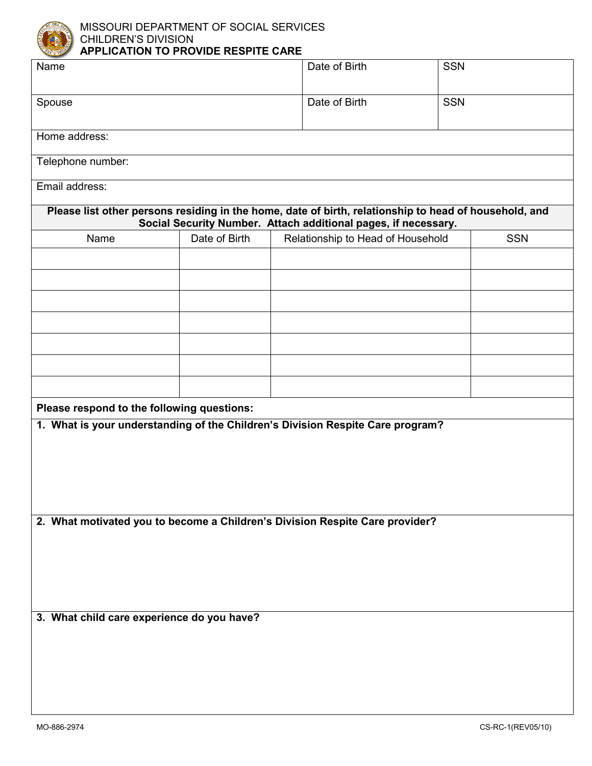MISSOURI DEPARTMENT OF SOCIAL SERVICES
CHILDREN'S DIVISION
**APPLICATION TO PROVIDE RESPITE CARE**

| Name | Date of Birth | SSN |
|---|---|---|
| Spouse | Date of Birth | SSN |

Home address:

Telephone number:

Email address:

**Please list other persons residing in the home, date of birth, relationship to head of household, and Social Security Number. Attach additional pages, if necessary.**

| Name | Date of Birth | Relationship to Head of Household | SSN |
|---|---|---|---|
| | | | |
| | | | |
| | | | |
| | | | |
| | | | |
| | | | |
| | | | |

**Please respond to the following questions:**

**1. What is your understanding of the Children's Division Respite Care program?**

**2. What motivated you to become a Children's Division Respite Care provider?**

**3. What child care experience do you have?**

MO-886-2974 CS-RC-1(REV05/10)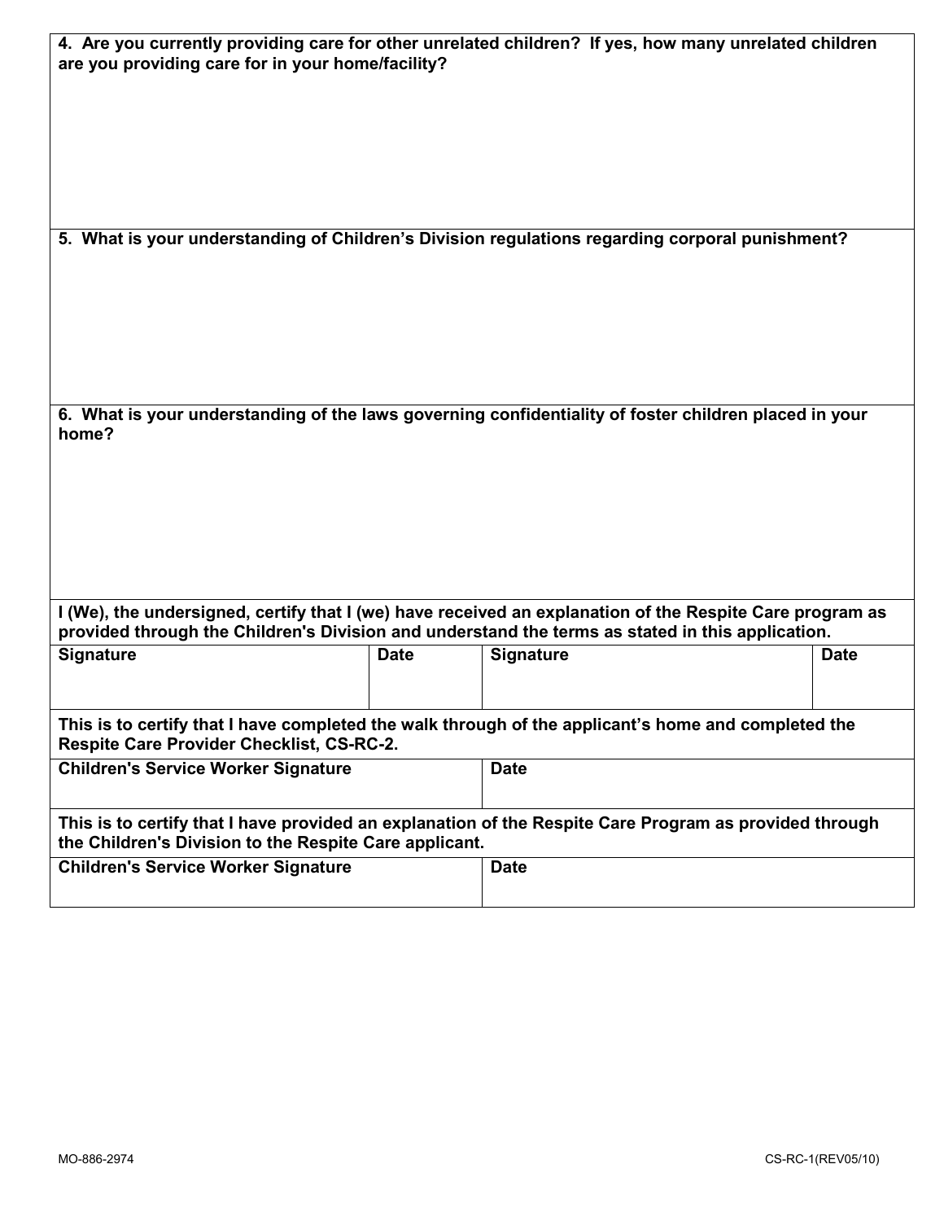**4. Are you currently providing care for other unrelated children? If yes, how many unrelated children are you providing care for in your home/facility?**

**5. What is your understanding of Children's Division regulations regarding corporal punishment?**

**6. What is your understanding of the laws governing confidentiality of foster children placed in your home?**

**I (We), the undersigned, certify that I (we) have received an explanation of the Respite Care program as provided through the Children's Division and understand the terms as stated in this application.**

| Signature | Date | Signature | Date |
|---|---|---|---|
| | | | |

**This is to certify that I have completed the walk through of the applicant's home and completed the Respite Care Provider Checklist, CS-RC-2.**

| Children's Service Worker Signature | Date |
|---|---|
| | |

**This is to certify that I have provided an explanation of the Respite Care Program as provided through the Children's Division to the Respite Care applicant.**

| Children's Service Worker Signature | Date |
|---|---|
| | |

MO-886-2974 CS-RC-1(REV05/10)